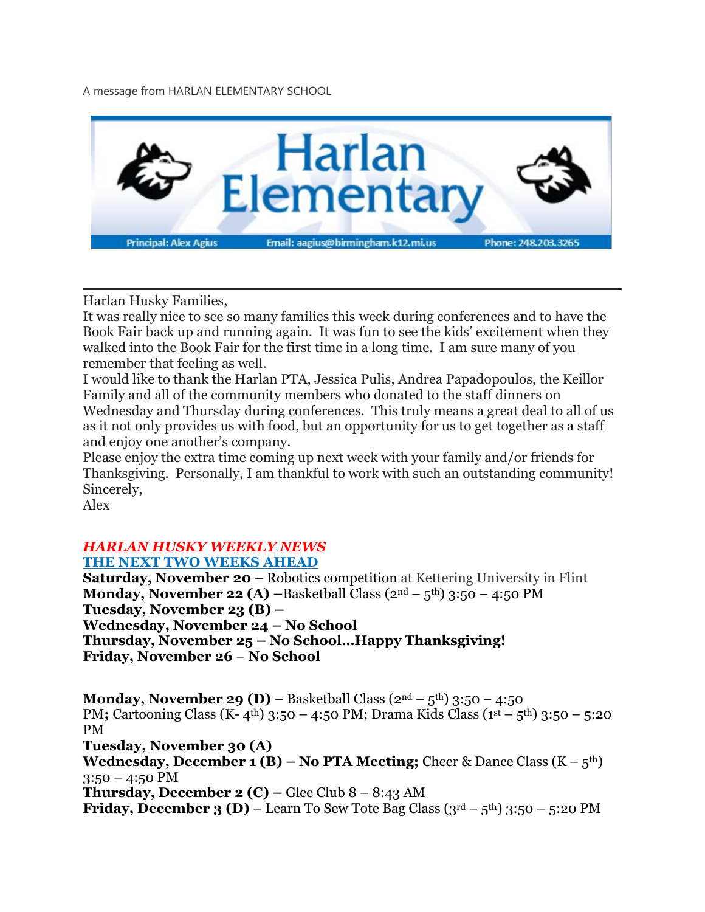A message from HARLAN ELEMENTARY SCHOOL

# Harlan Elementary

Principal: Alex Agius | Email: aagius@birmingham.k12.mi.us | Phone: 248.203.3265

---

Harlan Husky Families,

It was really nice to see so many families this week during conferences and to have the Book Fair back up and running again. It was fun to see the kids' excitement when they walked into the Book Fair for the first time in a long time. I am sure many of you remember that feeling as well.

I would like to thank the Harlan PTA, Jessica Pulis, Andrea Papadopoulos, the Keillor Family and all of the community members who donated to the staff dinners on Wednesday and Thursday during conferences. This truly means a great deal to all of us as it not only provides us with food, but an opportunity for us to get together as a staff and enjoy one another's company.

Please enjoy the extra time coming up next week with your family and/or friends for Thanksgiving. Personally, I am thankful to work with such an outstanding community!

Sincerely,

Alex

## ***HARLAN HUSKY WEEKLY NEWS***

### THE NEXT TWO WEEKS AHEAD

**Saturday, November 20** – Robotics competition at Kettering University in Flint
**Monday, November 22 (A) –**Basketball Class (2nd – 5th) 3:50 – 4:50 PM
**Tuesday, November 23 (B) –**
**Wednesday, November 24 – No School**
**Thursday, November 25 – No School…Happy Thanksgiving!**
**Friday, November 26** – **No School**

**Monday, November 29 (D)** – Basketball Class (2nd – 5th) 3:50 – 4:50 PM**;** Cartooning Class (K- 4th) 3:50 – 4:50 PM; Drama Kids Class (1st – 5th) 3:50 – 5:20 PM
**Tuesday, November 30 (A)**
**Wednesday, December 1 (B) – No PTA Meeting;** Cheer & Dance Class (K – 5th) 3:50 – 4:50 PM
**Thursday, December 2 (C) –** Glee Club 8 – 8:43 AM
**Friday, December 3 (D)** – Learn To Sew Tote Bag Class (3rd – 5th) 3:50 – 5:20 PM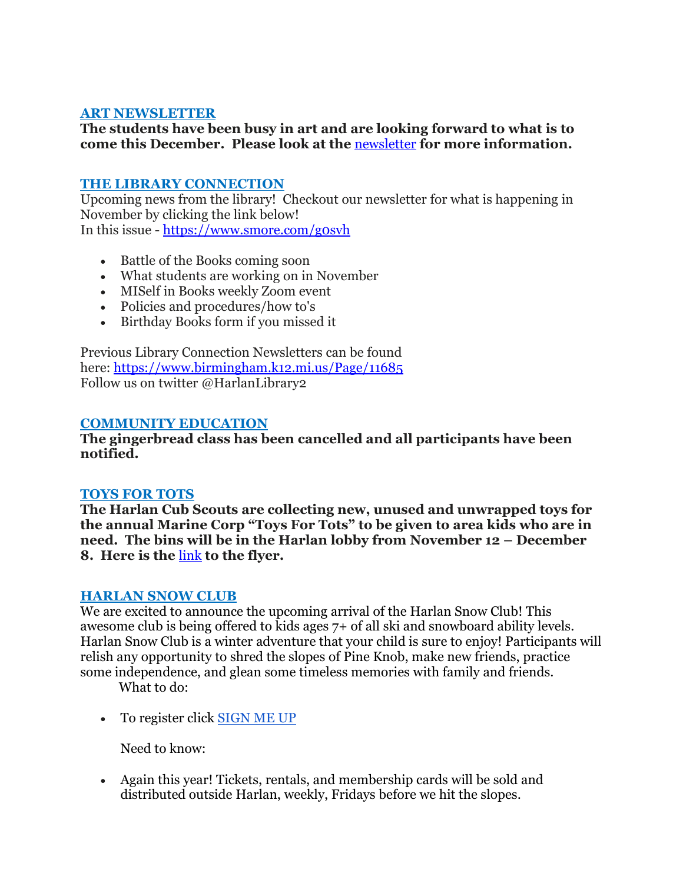## [ART NEWSLETTER]()

**The students have been busy in art and are looking forward to what is to come this December. Please look at the [newsletter]() for more information.**

## [THE LIBRARY CONNECTION]()

Upcoming news from the library! Checkout our newsletter for what is happening in November by clicking the link below!
In this issue - https://www.smore.com/g0svh

- Battle of the Books coming soon
- What students are working on in November
- MISelf in Books weekly Zoom event
- Policies and procedures/how to's
- Birthday Books form if you missed it

Previous Library Connection Newsletters can be found here: https://www.birmingham.k12.mi.us/Page/11685
Follow us on twitter @HarlanLibrary2

## [COMMUNITY EDUCATION]()

**The gingerbread class has been cancelled and all participants have been notified.**

## [TOYS FOR TOTS]()

**The Harlan Cub Scouts are collecting new, unused and unwrapped toys for the annual Marine Corp "Toys For Tots" to be given to area kids who are in need. The bins will be in the Harlan lobby from November 12 – December 8. Here is the [link]() to the flyer.**

## [HARLAN SNOW CLUB]()

We are excited to announce the upcoming arrival of the Harlan Snow Club! This awesome club is being offered to kids ages 7+ of all ski and snowboard ability levels. Harlan Snow Club is a winter adventure that your child is sure to enjoy! Participants will relish any opportunity to shred the slopes of Pine Knob, make new friends, practice some independence, and glean some timeless memories with family and friends.

What to do:

- To register click [SIGN ME UP]()

Need to know:

- Again this year! Tickets, rentals, and membership cards will be sold and distributed outside Harlan, weekly, Fridays before we hit the slopes.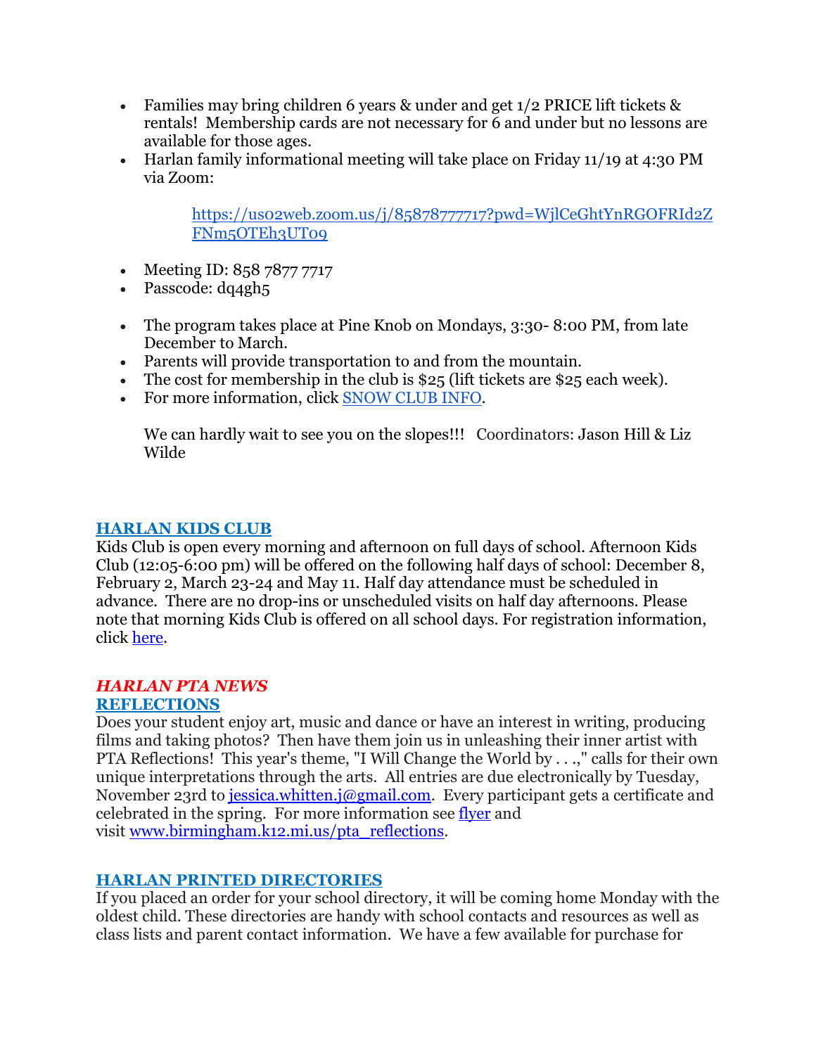- Families may bring children 6 years & under and get 1/2 PRICE lift tickets & rentals! Membership cards are not necessary for 6 and under but no lessons are available for those ages.
- Harlan family informational meeting will take place on Friday 11/19 at 4:30 PM via Zoom:

  [https://us02web.zoom.us/j/85878777717?pwd=WjlCeGhtYnRGOFRId2ZFNm5OTEh3UT09](https://us02web.zoom.us/j/85878777717?pwd=WjlCeGhtYnRGOFRId2ZFNm5OTEh3UT09)

- Meeting ID: 858 7877 7717
- Passcode: dq4gh5

- The program takes place at Pine Knob on Mondays, 3:30- 8:00 PM, from late December to March.
- Parents will provide transportation to and from the mountain.
- The cost for membership in the club is $25 (lift tickets are $25 each week).
- For more information, click SNOW CLUB INFO.

  We can hardly wait to see you on the slopes!!! Coordinators: Jason Hill & Liz Wilde

## HARLAN KIDS CLUB

Kids Club is open every morning and afternoon on full days of school. Afternoon Kids Club (12:05-6:00 pm) will be offered on the following half days of school: December 8, February 2, March 23-24 and May 11. Half day attendance must be scheduled in advance. There are no drop-ins or unscheduled visits on half day afternoons. Please note that morning Kids Club is offered on all school days. For registration information, click here.

## *HARLAN PTA NEWS*

### REFLECTIONS

Does your student enjoy art, music and dance or have an interest in writing, producing films and taking photos? Then have them join us in unleashing their inner artist with PTA Reflections! This year's theme, "I Will Change the World by . . .," calls for their own unique interpretations through the arts. All entries are due electronically by Tuesday, November 23rd to jessica.whitten.j@gmail.com. Every participant gets a certificate and celebrated in the spring. For more information see flyer and visit www.birmingham.k12.mi.us/pta_reflections.

### HARLAN PRINTED DIRECTORIES

If you placed an order for your school directory, it will be coming home Monday with the oldest child. These directories are handy with school contacts and resources as well as class lists and parent contact information. We have a few available for purchase for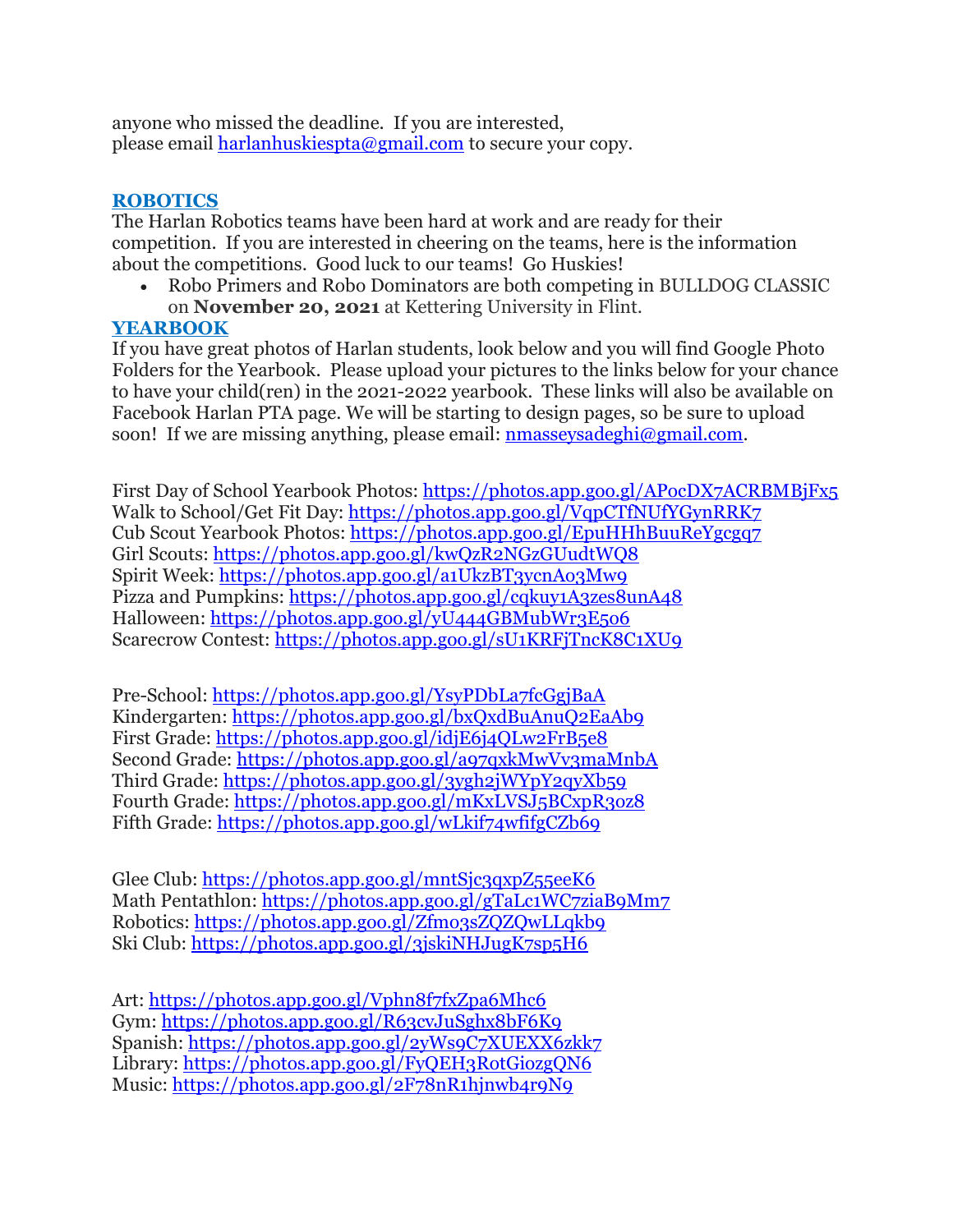anyone who missed the deadline. If you are interested, please email harlanhuskiespta@gmail.com to secure your copy.

## ROBOTICS

The Harlan Robotics teams have been hard at work and are ready for their competition. If you are interested in cheering on the teams, here is the information about the competitions. Good luck to our teams! Go Huskies!

- Robo Primers and Robo Dominators are both competing in BULLDOG CLASSIC on **November 20, 2021** at Kettering University in Flint.

## YEARBOOK

If you have great photos of Harlan students, look below and you will find Google Photo Folders for the Yearbook. Please upload your pictures to the links below for your chance to have your child(ren) in the 2021-2022 yearbook. These links will also be available on Facebook Harlan PTA page. We will be starting to design pages, so be sure to upload soon! If we are missing anything, please email: nmasseysadeghi@gmail.com.

First Day of School Yearbook Photos: https://photos.app.goo.gl/APocDX7ACRBMBjFx5
Walk to School/Get Fit Day: https://photos.app.goo.gl/VqpCTfNUfYGynRRK7
Cub Scout Yearbook Photos: https://photos.app.goo.gl/EpuHHhBuuReYgcgq7
Girl Scouts: https://photos.app.goo.gl/kwQzR2NGzGUudtWQ8
Spirit Week: https://photos.app.goo.gl/a1UkzBT3ycnAo3Mw9
Pizza and Pumpkins: https://photos.app.goo.gl/cqkuy1A3zes8unA48
Halloween: https://photos.app.goo.gl/yU444GBMubWr3E5o6
Scarecrow Contest: https://photos.app.goo.gl/sU1KRFjTncK8C1XU9

Pre-School: https://photos.app.goo.gl/YsyPDbLa7fcGgjBaA
Kindergarten: https://photos.app.goo.gl/bxQxdBuAnuQ2EaAb9
First Grade: https://photos.app.goo.gl/idjE6j4QLw2FrB5e8
Second Grade: https://photos.app.goo.gl/a97qxkMwVv3maMnbA
Third Grade: https://photos.app.goo.gl/3ygh2jWYpY2qyXb59
Fourth Grade: https://photos.app.goo.gl/mKxLVSJ5BCxpR3oz8
Fifth Grade: https://photos.app.goo.gl/wLkif74wfifgCZb69

Glee Club: https://photos.app.goo.gl/mntSjc3qxpZ55eeK6
Math Pentathlon: https://photos.app.goo.gl/gTaLc1WC7ziaB9Mm7
Robotics: https://photos.app.goo.gl/Zfmo3sZQZQwLLqkb9
Ski Club: https://photos.app.goo.gl/3jskiNHJugK7sp5H6

Art: https://photos.app.goo.gl/Vphn8f7fxZpa6Mhc6
Gym: https://photos.app.goo.gl/R63cvJuSghx8bF6K9
Spanish: https://photos.app.goo.gl/2yWs9C7XUEXX6zkk7
Library: https://photos.app.goo.gl/FyQEH3RotGiozgQN6
Music: https://photos.app.goo.gl/2F78nR1hjnwb4r9N9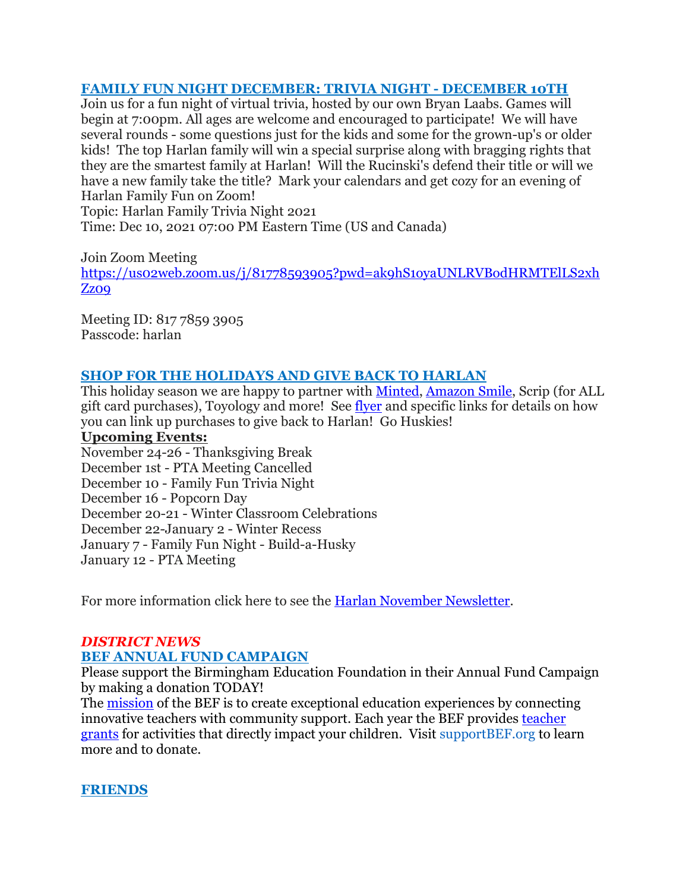## FAMILY FUN NIGHT DECEMBER: TRIVIA NIGHT - DECEMBER 10TH

Join us for a fun night of virtual trivia, hosted by our own Bryan Laabs. Games will begin at 7:00pm. All ages are welcome and encouraged to participate! We will have several rounds - some questions just for the kids and some for the grown-up's or older kids! The top Harlan family will win a special surprise along with bragging rights that they are the smartest family at Harlan! Will the Rucinski's defend their title or will we have a new family take the title? Mark your calendars and get cozy for an evening of Harlan Family Fun on Zoom!

Topic: Harlan Family Trivia Night 2021
Time: Dec 10, 2021 07:00 PM Eastern Time (US and Canada)

Join Zoom Meeting
https://us02web.zoom.us/j/81778593905?pwd=ak9hS1oyaUNLRVB0dHRMTElLS2xhZz09

Meeting ID: 817 7859 3905
Passcode: harlan

## SHOP FOR THE HOLIDAYS AND GIVE BACK TO HARLAN

This holiday season we are happy to partner with Minted, Amazon Smile, Scrip (for ALL gift card purchases), Toyology and more! See flyer and specific links for details on how you can link up purchases to give back to Harlan! Go Huskies!

**Upcoming Events:**

November 24-26 - Thanksgiving Break
December 1st - PTA Meeting Cancelled
December 10 - Family Fun Trivia Night
December 16 - Popcorn Day
December 20-21 - Winter Classroom Celebrations
December 22-January 2 - Winter Recess
January 7 - Family Fun Night - Build-a-Husky
January 12 - PTA Meeting

For more information click here to see the Harlan November Newsletter.

***DISTRICT NEWS***

## BEF ANNUAL FUND CAMPAIGN

Please support the Birmingham Education Foundation in their Annual Fund Campaign by making a donation TODAY!

The mission of the BEF is to create exceptional education experiences by connecting innovative teachers with community support. Each year the BEF provides teacher grants for activities that directly impact your children. Visit supportBEF.org to learn more and to donate.

## FRIENDS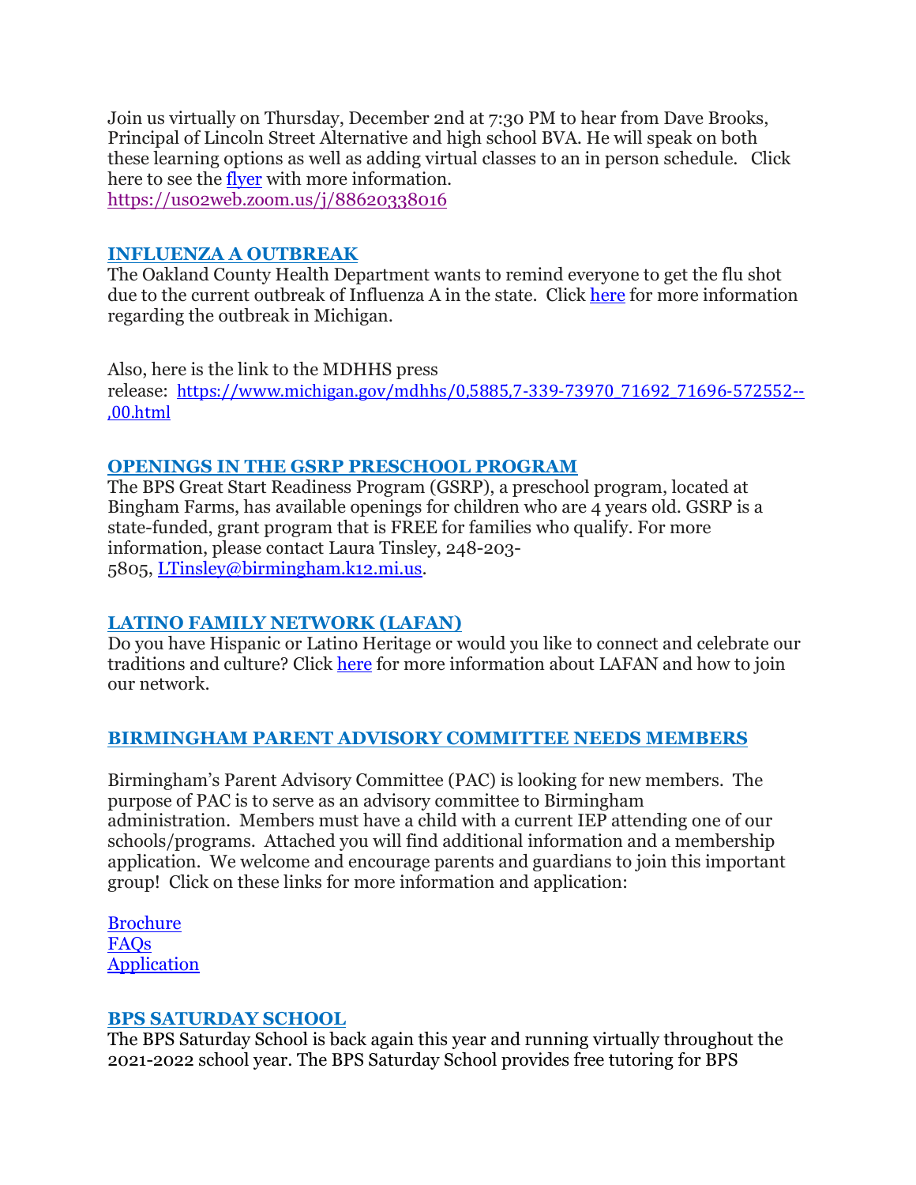Join us virtually on Thursday, December 2nd at 7:30 PM to hear from Dave Brooks, Principal of Lincoln Street Alternative and high school BVA. He will speak on both these learning options as well as adding virtual classes to an in person schedule. Click here to see the flyer with more information.
https://us02web.zoom.us/j/88620338016

## INFLUENZA A OUTBREAK

The Oakland County Health Department wants to remind everyone to get the flu shot due to the current outbreak of Influenza A in the state. Click here for more information regarding the outbreak in Michigan.

Also, here is the link to the MDHHS press release: https://www.michigan.gov/mdhhs/0,5885,7-339-73970_71692_71696-572552--,00.html

## OPENINGS IN THE GSRP PRESCHOOL PROGRAM

The BPS Great Start Readiness Program (GSRP), a preschool program, located at Bingham Farms, has available openings for children who are 4 years old. GSRP is a state-funded, grant program that is FREE for families who qualify. For more information, please contact Laura Tinsley, 248-203-5805, LTinsley@birmingham.k12.mi.us.

## LATINO FAMILY NETWORK (LAFAN)

Do you have Hispanic or Latino Heritage or would you like to connect and celebrate our traditions and culture? Click here for more information about LAFAN and how to join our network.

## BIRMINGHAM PARENT ADVISORY COMMITTEE NEEDS MEMBERS

Birmingham's Parent Advisory Committee (PAC) is looking for new members. The purpose of PAC is to serve as an advisory committee to Birmingham administration. Members must have a child with a current IEP attending one of our schools/programs. Attached you will find additional information and a membership application. We welcome and encourage parents and guardians to join this important group! Click on these links for more information and application:

Brochure
FAQs
Application

## BPS SATURDAY SCHOOL

The BPS Saturday School is back again this year and running virtually throughout the 2021-2022 school year. The BPS Saturday School provides free tutoring for BPS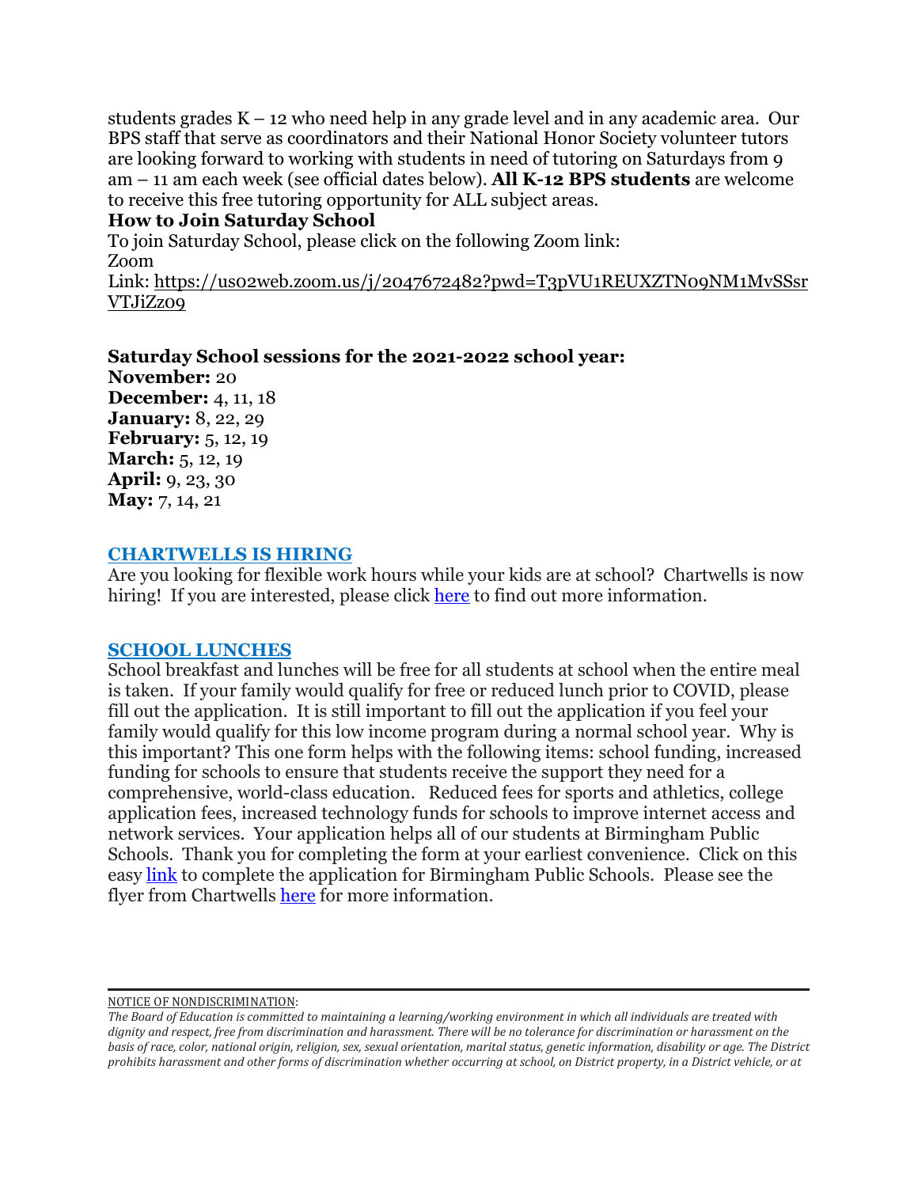students grades K – 12 who need help in any grade level and in any academic area. Our BPS staff that serve as coordinators and their National Honor Society volunteer tutors are looking forward to working with students in need of tutoring on Saturdays from 9 am – 11 am each week (see official dates below). **All K-12 BPS students** are welcome to receive this free tutoring opportunity for ALL subject areas.

**How to Join Saturday School**

To join Saturday School, please click on the following Zoom link:
Zoom
Link: https://us02web.zoom.us/j/2047672482?pwd=T3pVU1REUXZTN09NM1MvSSsrVTJiZz09

**Saturday School sessions for the 2021-2022 school year:**
**November:** 20
**December:** 4, 11, 18
**January:** 8, 22, 29
**February:** 5, 12, 19
**March:** 5, 12, 19
**April:** 9, 23, 30
**May:** 7, 14, 21

## CHARTWELLS IS HIRING

Are you looking for flexible work hours while your kids are at school? Chartwells is now hiring! If you are interested, please click here to find out more information.

## SCHOOL LUNCHES

School breakfast and lunches will be free for all students at school when the entire meal is taken. If your family would qualify for free or reduced lunch prior to COVID, please fill out the application. It is still important to fill out the application if you feel your family would qualify for this low income program during a normal school year. Why is this important? This one form helps with the following items: school funding, increased funding for schools to ensure that students receive the support they need for a comprehensive, world-class education. Reduced fees for sports and athletics, college application fees, increased technology funds for schools to improve internet access and network services. Your application helps all of our students at Birmingham Public Schools. Thank you for completing the form at your earliest convenience. Click on this easy link to complete the application for Birmingham Public Schools. Please see the flyer from Chartwells here for more information.

---

NOTICE OF NONDISCRIMINATION:

*The Board of Education is committed to maintaining a learning/working environment in which all individuals are treated with dignity and respect, free from discrimination and harassment. There will be no tolerance for discrimination or harassment on the basis of race, color, national origin, religion, sex, sexual orientation, marital status, genetic information, disability or age. The District prohibits harassment and other forms of discrimination whether occurring at school, on District property, in a District vehicle, or at*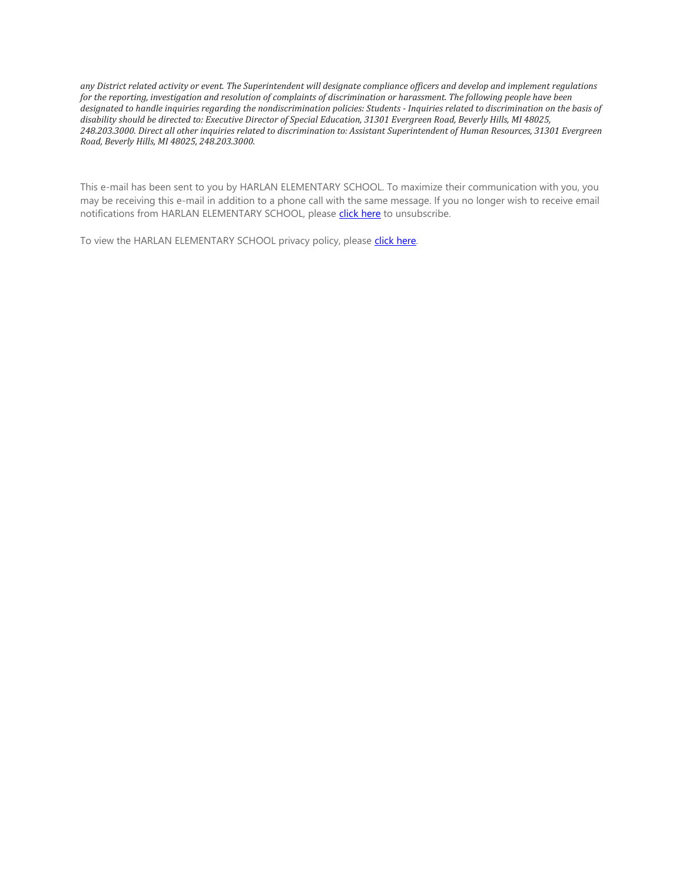*any District related activity or event. The Superintendent will designate compliance officers and develop and implement regulations for the reporting, investigation and resolution of complaints of discrimination or harassment. The following people have been designated to handle inquiries regarding the nondiscrimination policies: Students - Inquiries related to discrimination on the basis of disability should be directed to: Executive Director of Special Education, 31301 Evergreen Road, Beverly Hills, MI 48025, 248.203.3000. Direct all other inquiries related to discrimination to: Assistant Superintendent of Human Resources, 31301 Evergreen Road, Beverly Hills, MI 48025, 248.203.3000.*

This e-mail has been sent to you by HARLAN ELEMENTARY SCHOOL. To maximize their communication with you, you may be receiving this e-mail in addition to a phone call with the same message. If you no longer wish to receive email notifications from HARLAN ELEMENTARY SCHOOL, please click here to unsubscribe.

To view the HARLAN ELEMENTARY SCHOOL privacy policy, please click here.